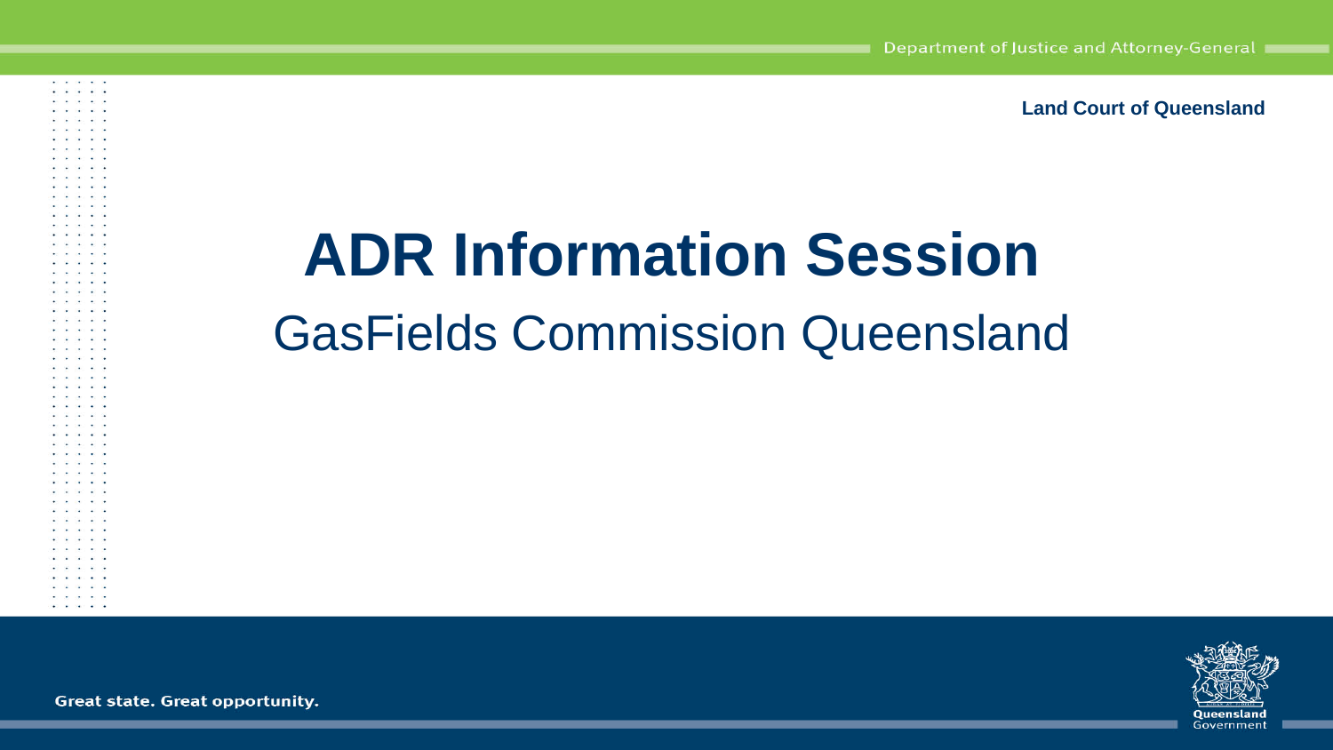Land Court of Queensland

# ADR Information Session

## GasFields Commission Queensland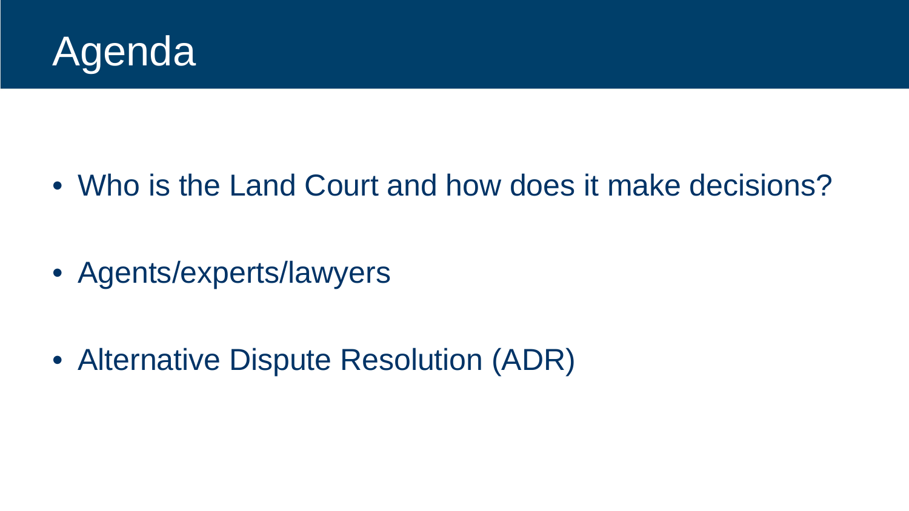# Agenda

- Who is the Land Court and how does it make decisions?
- Agents/experts/lawyers
- Alternative Dispute Resolution (ADR)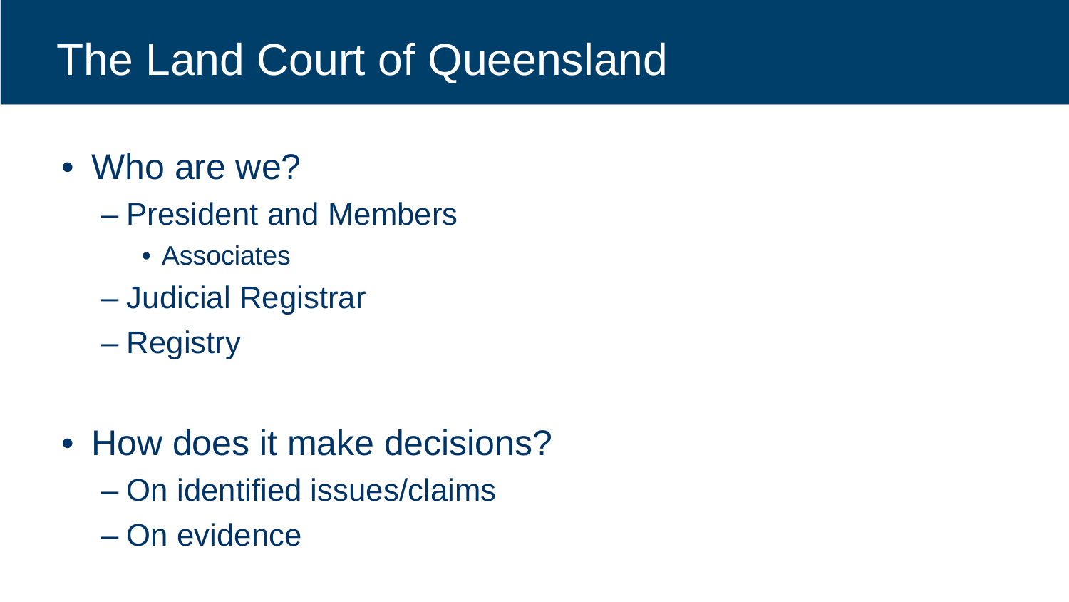# The Land Court of Queensland

- Who are we?
  - President and Members
    - Associates
  - Judicial Registrar
  - Registry

- How does it make decisions?
  - On identified issues/claims
  - On evidence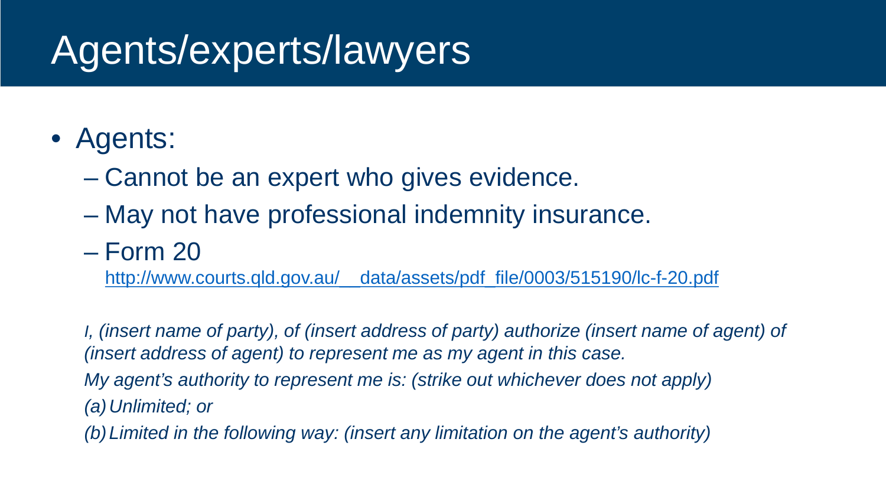# Agents/experts/lawyers

- Agents:
  - Cannot be an expert who gives evidence.
  - May not have professional indemnity insurance.
  - Form 20
    http://www.courts.qld.gov.au/__data/assets/pdf_file/0003/515190/lc-f-20.pdf

*I, (insert name of party), of (insert address of party) authorize (insert name of agent) of (insert address of agent) to represent me as my agent in this case.*

*My agent's authority to represent me is: (strike out whichever does not apply)*

*(a) Unlimited; or*

*(b) Limited in the following way: (insert any limitation on the agent's authority)*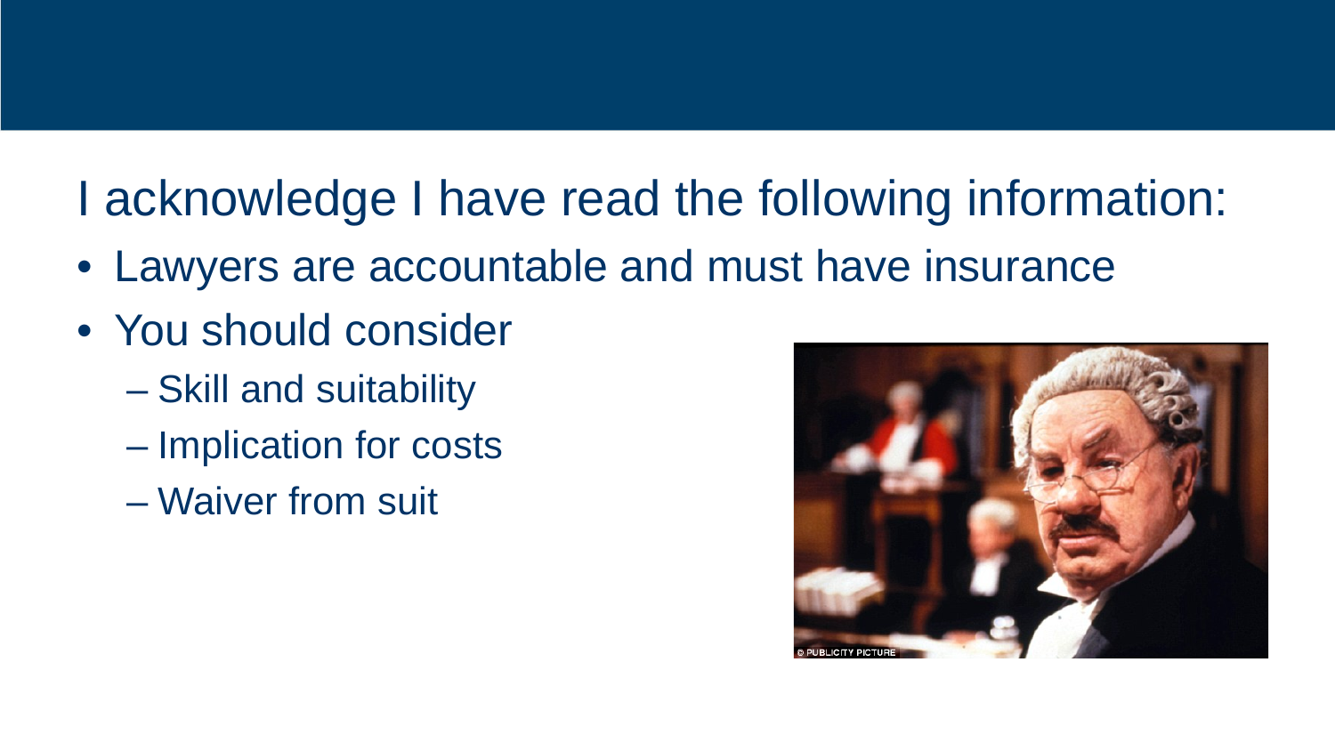I acknowledge I have read the following information:

- Lawyers are accountable and must have insurance
- You should consider
  - Skill and suitability
  - Implication for costs
  - Waiver from suit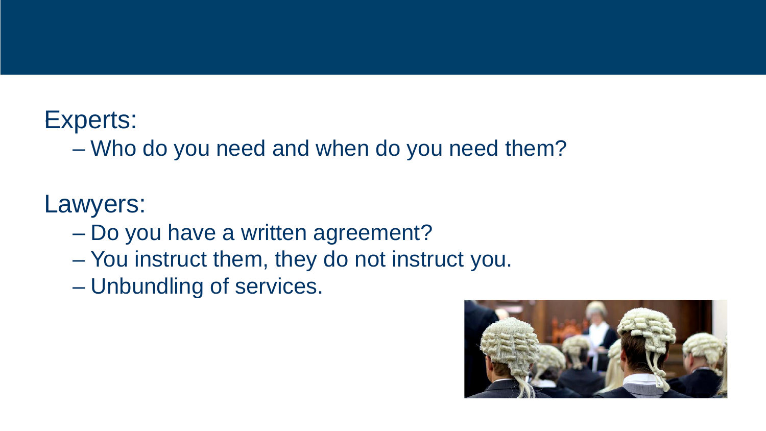Experts:

- Who do you need and when do you need them?

Lawyers:

- Do you have a written agreement?
- You instruct them, they do not instruct you.
- Unbundling of services.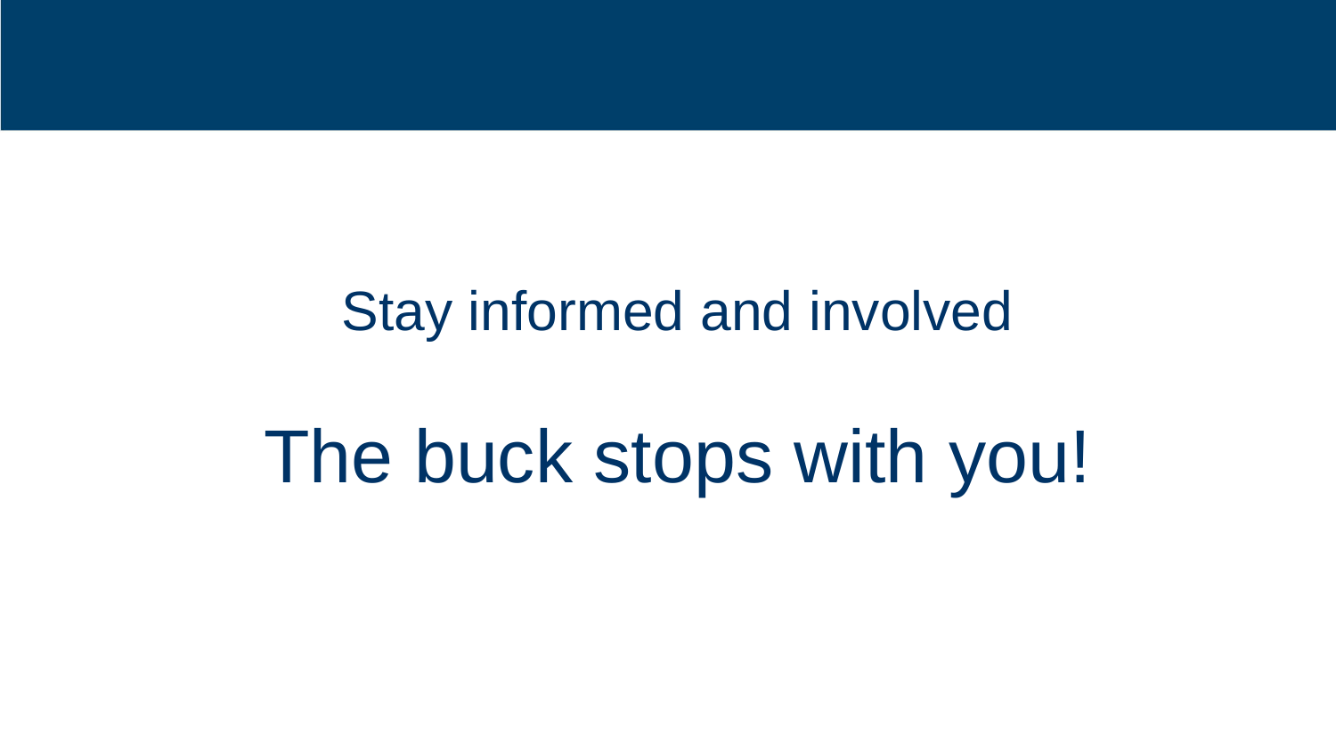Stay informed and involved

# The buck stops with you!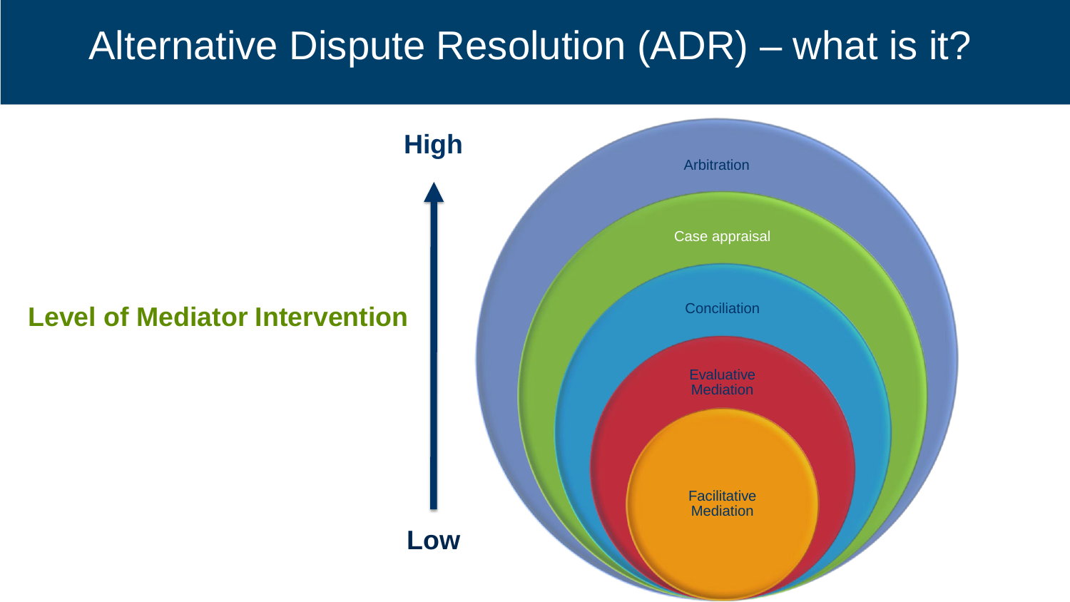# Alternative Dispute Resolution (ADR) – what is it?

**High**

**Level of Mediator Intervention**

**Low**

- Arbitration
- Case appraisal
- Conciliation
- Evaluative Mediation
- Facilitative Mediation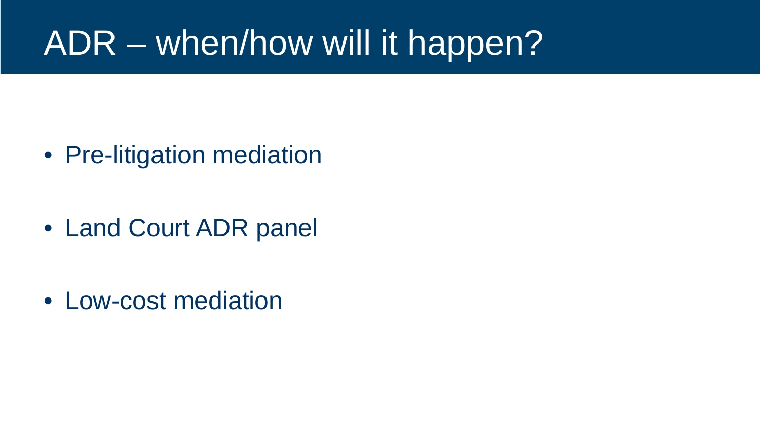# ADR – when/how will it happen?

- Pre-litigation mediation
- Land Court ADR panel
- Low-cost mediation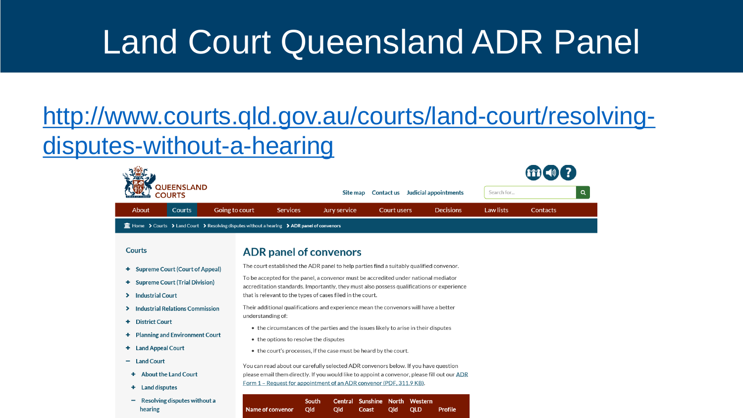# Land Court Queensland ADR Panel

http://www.courts.qld.gov.au/courts/land-court/resolving-disputes-without-a-hearing

QUEENSLAND COURTS

Site map | Contact us | Judicial appointments

Search for...

About | Courts | Going to court | Services | Jury service | Court users | Decisions | Law lists | Contacts

Home > Courts > Land Court > Resolving disputes without a hearing > ADR panel of convenors

**Courts**

- Supreme Court (Court of Appeal)
- Supreme Court (Trial Division)
- Industrial Court
- Industrial Relations Commission
- District Court
- Planning and Environment Court
- Land Appeal Court
- Land Court
  - About the Land Court
  - Land disputes
  - Resolving disputes without a hearing

## ADR panel of convenors

The court established the ADR panel to help parties find a suitably qualified convenor.

To be accepted for the panel, a convenor must be accredited under national mediator accreditation standards. Importantly, they must also possess qualifications or experience that is relevant to the types of cases filed in the court.

Their additional qualifications and experience mean the convenors will have a better understanding of:

- the circumstances of the parties and the issues likely to arise in their disputes
- the options to resolve the disputes
- the court's processes, if the case must be heard by the court.

You can read about our carefully selected ADR convenors below. If you have question please email them directly. If you would like to appoint a convenor, please fill out our ADR Form 1 – Request for appointment of an ADR convenor (PDF, 311.9 KB).

| Name of convenor | South Qld | Central Qld | Sunshine Coast | North Qld | Western QLD | Profile |
|---|---|---|---|---|---|---|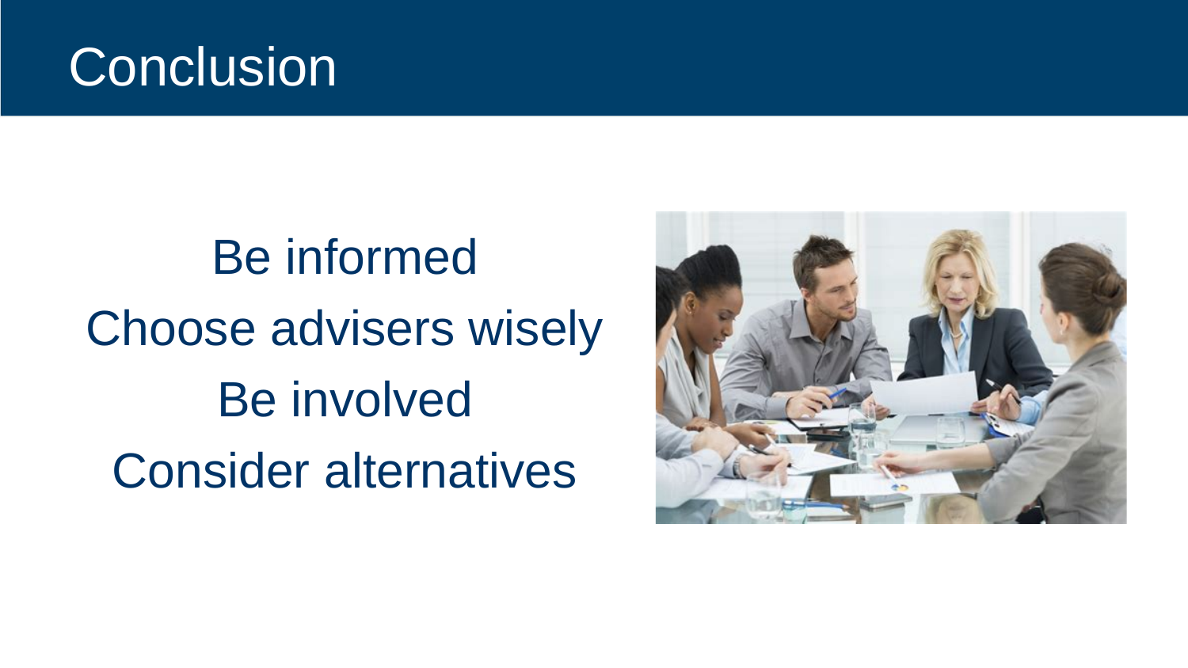# Conclusion

Be informed

Choose advisers wisely

Be involved

Consider alternatives